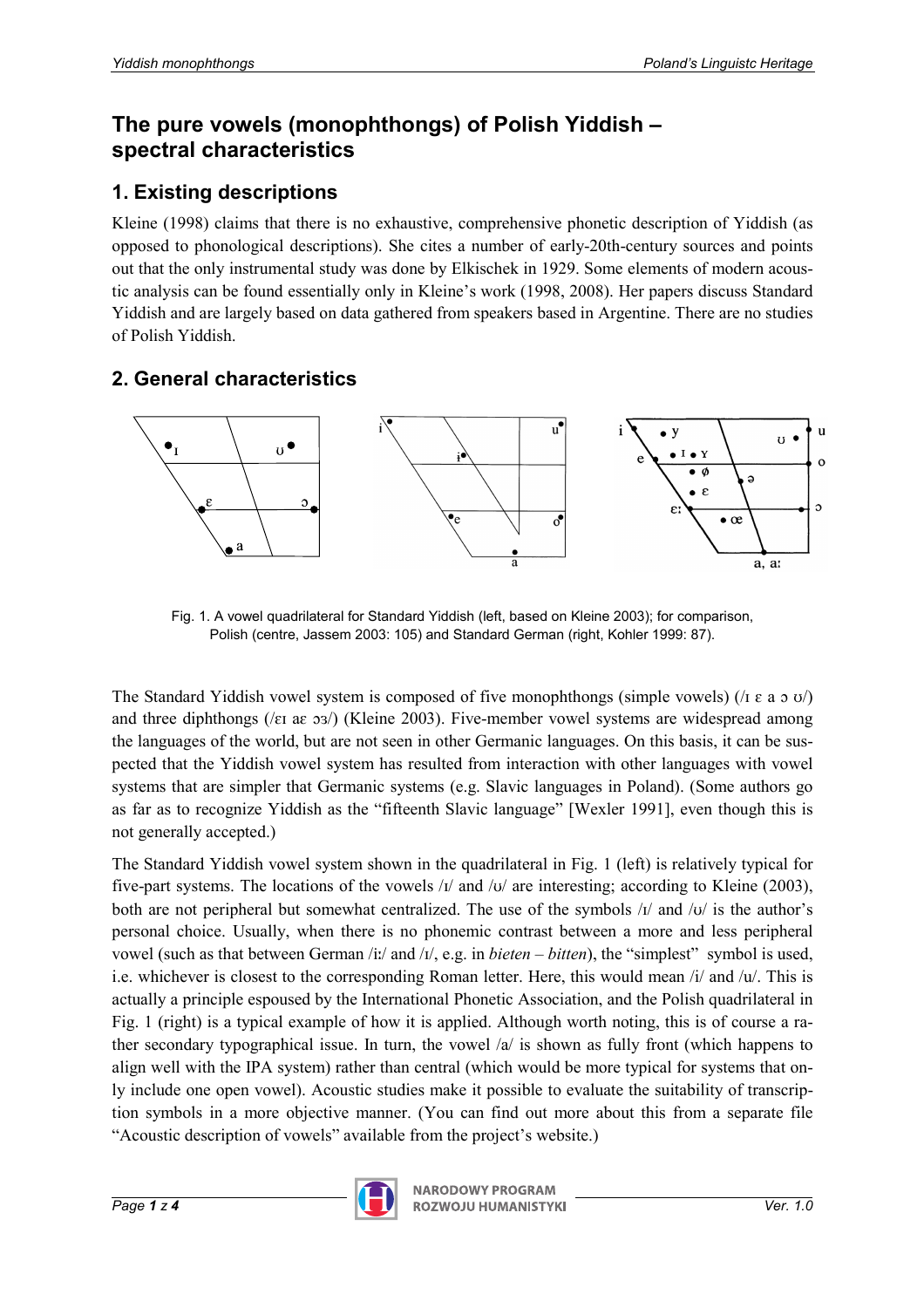# The pure vowels (monophthongs) of Polish Yiddish – spectral characteristics

## 1. Existing descriptions

Kleine (1998) claims that there is no exhaustive, comprehensive phonetic description of Yiddish (as opposed to phonological descriptions). She cites a number of early-20th-century sources and points out that the only instrumental study was done by Elkischek in 1929. Some elements of modern acoustic analysis can be found essentially only in Kleine's work (1998, 2008). Her papers discuss Standard Yiddish and are largely based on data gathered from speakers based in Argentine. There are no studies of Polish Yiddish.

## 2. General characteristics

ɪ ʊ ɛ ɔ a

i u i e o a

i y u ʊ e ɪ ʏ o ø ə ɛ ɛː ɔ œ a, aː

Fig. 1. A vowel quadrilateral for Standard Yiddish (left, based on Kleine 2003); for comparison, Polish (centre, Jassem 2003: 105) and Standard German (right, Kohler 1999: 87).

The Standard Yiddish vowel system is composed of five monophthongs (simple vowels) (/ɪ ɛ a ɔ ʊ/) and three diphthongs (/ɛɪ aɛ ɔɜ/) (Kleine 2003). Five-member vowel systems are widespread among the languages of the world, but are not seen in other Germanic languages. On this basis, it can be suspected that the Yiddish vowel system has resulted from interaction with other languages with vowel systems that are simpler that Germanic systems (e.g. Slavic languages in Poland). (Some authors go as far as to recognize Yiddish as the "fifteenth Slavic language" [Wexler 1991], even though this is not generally accepted.)

The Standard Yiddish vowel system shown in the quadrilateral in Fig. 1 (left) is relatively typical for five-part systems. The locations of the vowels /ɪ/ and /ʊ/ are interesting; according to Kleine (2003), both are not peripheral but somewhat centralized. The use of the symbols /ɪ/ and /ʊ/ is the author's personal choice. Usually, when there is no phonemic contrast between a more and less peripheral vowel (such as that between German /iː/ and /ɪ/, e.g. in *bieten – bitten*), the "simplest" symbol is used, i.e. whichever is closest to the corresponding Roman letter. Here, this would mean /i/ and /u/. This is actually a principle espoused by the International Phonetic Association, and the Polish quadrilateral in Fig. 1 (right) is a typical example of how it is applied. Although worth noting, this is of course a rather secondary typographical issue. In turn, the vowel /a/ is shown as fully front (which happens to align well with the IPA system) rather than central (which would be more typical for systems that only include one open vowel). Acoustic studies make it possible to evaluate the suitability of transcription symbols in a more objective manner. (You can find out more about this from a separate file "Acoustic description of vowels" available from the project's website.)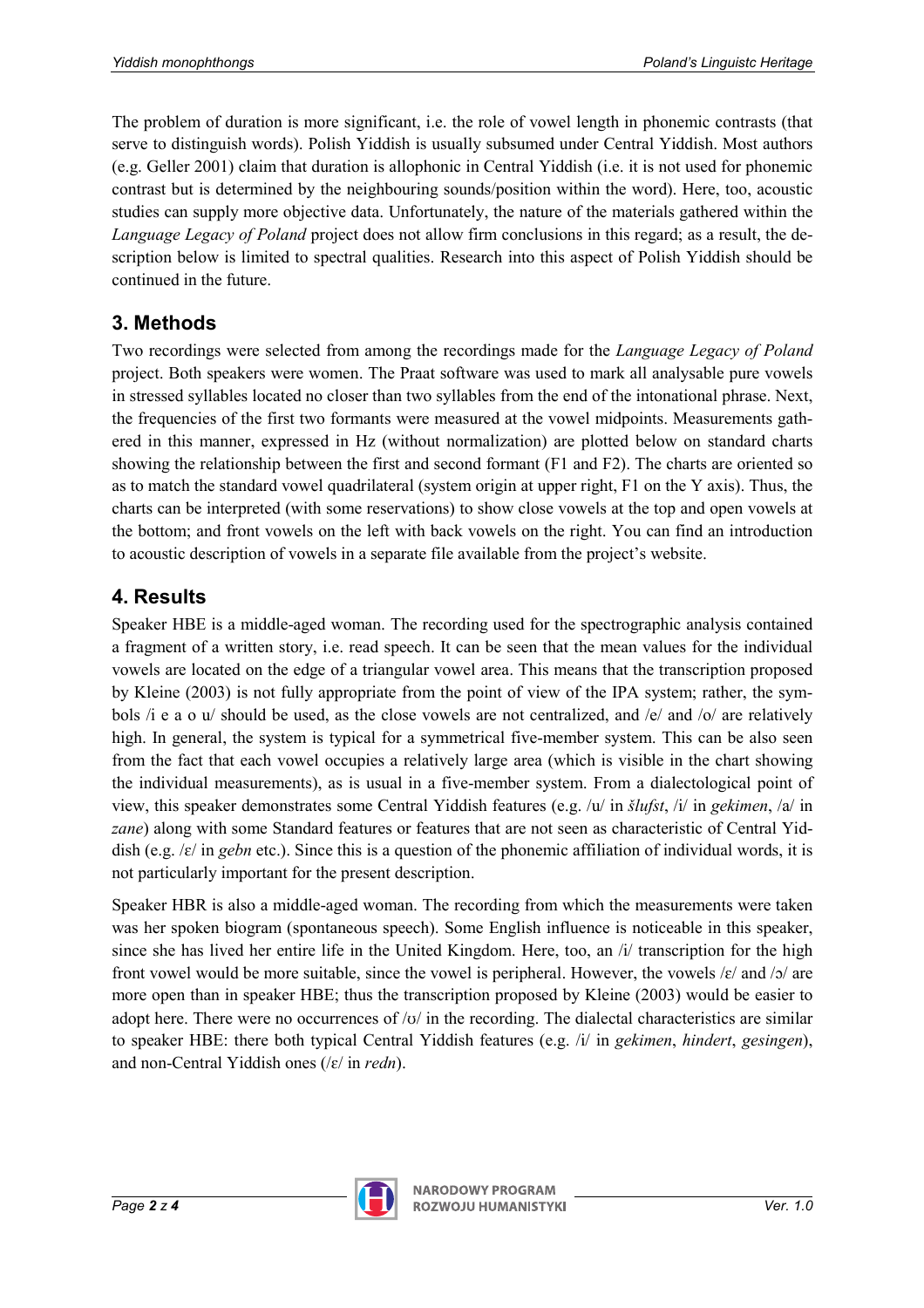The problem of duration is more significant, i.e. the role of vowel length in phonemic contrasts (that serve to distinguish words). Polish Yiddish is usually subsumed under Central Yiddish. Most authors (e.g. Geller 2001) claim that duration is allophonic in Central Yiddish (i.e. it is not used for phonemic contrast but is determined by the neighbouring sounds/position within the word). Here, too, acoustic studies can supply more objective data. Unfortunately, the nature of the materials gathered within the *Language Legacy of Poland* project does not allow firm conclusions in this regard; as a result, the description below is limited to spectral qualities. Research into this aspect of Polish Yiddish should be continued in the future.

## 3. Methods

Two recordings were selected from among the recordings made for the *Language Legacy of Poland* project. Both speakers were women. The Praat software was used to mark all analysable pure vowels in stressed syllables located no closer than two syllables from the end of the intonational phrase. Next, the frequencies of the first two formants were measured at the vowel midpoints. Measurements gathered in this manner, expressed in Hz (without normalization) are plotted below on standard charts showing the relationship between the first and second formant (F1 and F2). The charts are oriented so as to match the standard vowel quadrilateral (system origin at upper right, F1 on the Y axis). Thus, the charts can be interpreted (with some reservations) to show close vowels at the top and open vowels at the bottom; and front vowels on the left with back vowels on the right. You can find an introduction to acoustic description of vowels in a separate file available from the project's website.

## 4. Results

Speaker HBE is a middle-aged woman. The recording used for the spectrographic analysis contained a fragment of a written story, i.e. read speech. It can be seen that the mean values for the individual vowels are located on the edge of a triangular vowel area. This means that the transcription proposed by Kleine (2003) is not fully appropriate from the point of view of the IPA system; rather, the symbols /i e a o u/ should be used, as the close vowels are not centralized, and /e/ and /o/ are relatively high. In general, the system is typical for a symmetrical five-member system. This can be also seen from the fact that each vowel occupies a relatively large area (which is visible in the chart showing the individual measurements), as is usual in a five-member system. From a dialectological point of view, this speaker demonstrates some Central Yiddish features (e.g. /u/ in *šlufst*, /i/ in *gekimen*, /a/ in *zane*) along with some Standard features or features that are not seen as characteristic of Central Yiddish (e.g. /ɛ/ in *gebn* etc.). Since this is a question of the phonemic affiliation of individual words, it is not particularly important for the present description.

Speaker HBR is also a middle-aged woman. The recording from which the measurements were taken was her spoken biogram (spontaneous speech). Some English influence is noticeable in this speaker, since she has lived her entire life in the United Kingdom. Here, too, an /i/ transcription for the high front vowel would be more suitable, since the vowel is peripheral. However, the vowels /ɛ/ and /ɔ/ are more open than in speaker HBE; thus the transcription proposed by Kleine (2003) would be easier to adopt here. There were no occurrences of /ʊ/ in the recording. The dialectal characteristics are similar to speaker HBE: there both typical Central Yiddish features (e.g. /i/ in *gekimen*, *hindert*, *gesingen*), and non-Central Yiddish ones (/ɛ/ in *redn*).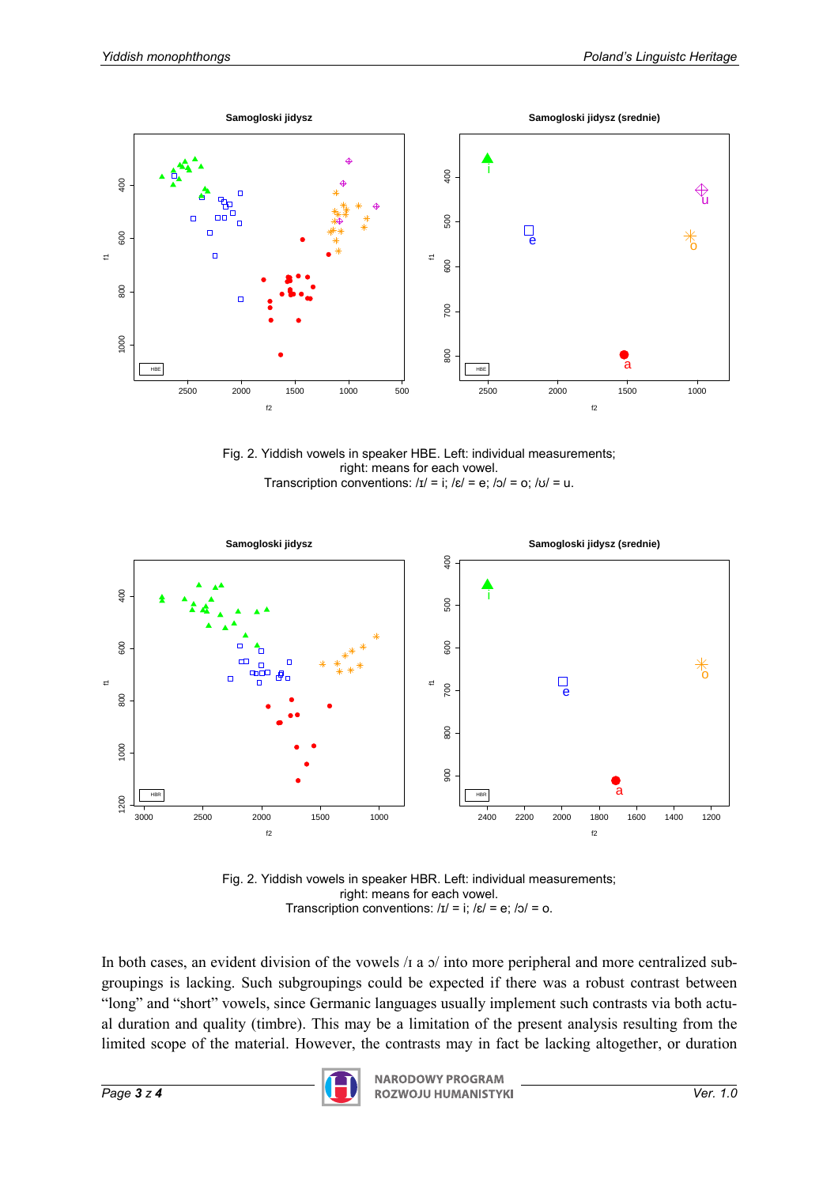Samogloski jidysz

Samogloski jidysz (srednie)

f1

f2

HBE

Fig. 2. Yiddish vowels in speaker HBE. Left: individual measurements;
right: means for each vowel.
Transcription conventions: /ɪ/ = i; /ɛ/ = e; /ɔ/ = o; /ʊ/ = u.

Samogloski jidysz

Samogloski jidysz (srednie)

f1

f2

HBR

Fig. 2. Yiddish vowels in speaker HBR. Left: individual measurements;
right: means for each vowel.
Transcription conventions: /ɪ/ = i; /ɛ/ = e; /ɔ/ = o.

In both cases, an evident division of the vowels /ɪ a ɔ/ into more peripheral and more centralized subgroupings is lacking. Such subgroupings could be expected if there was a robust contrast between "long" and "short" vowels, since Germanic languages usually implement such contrasts via both actual duration and quality (timbre). This may be a limitation of the present analysis resulting from the limited scope of the material. However, the contrasts may in fact be lacking altogether, or duration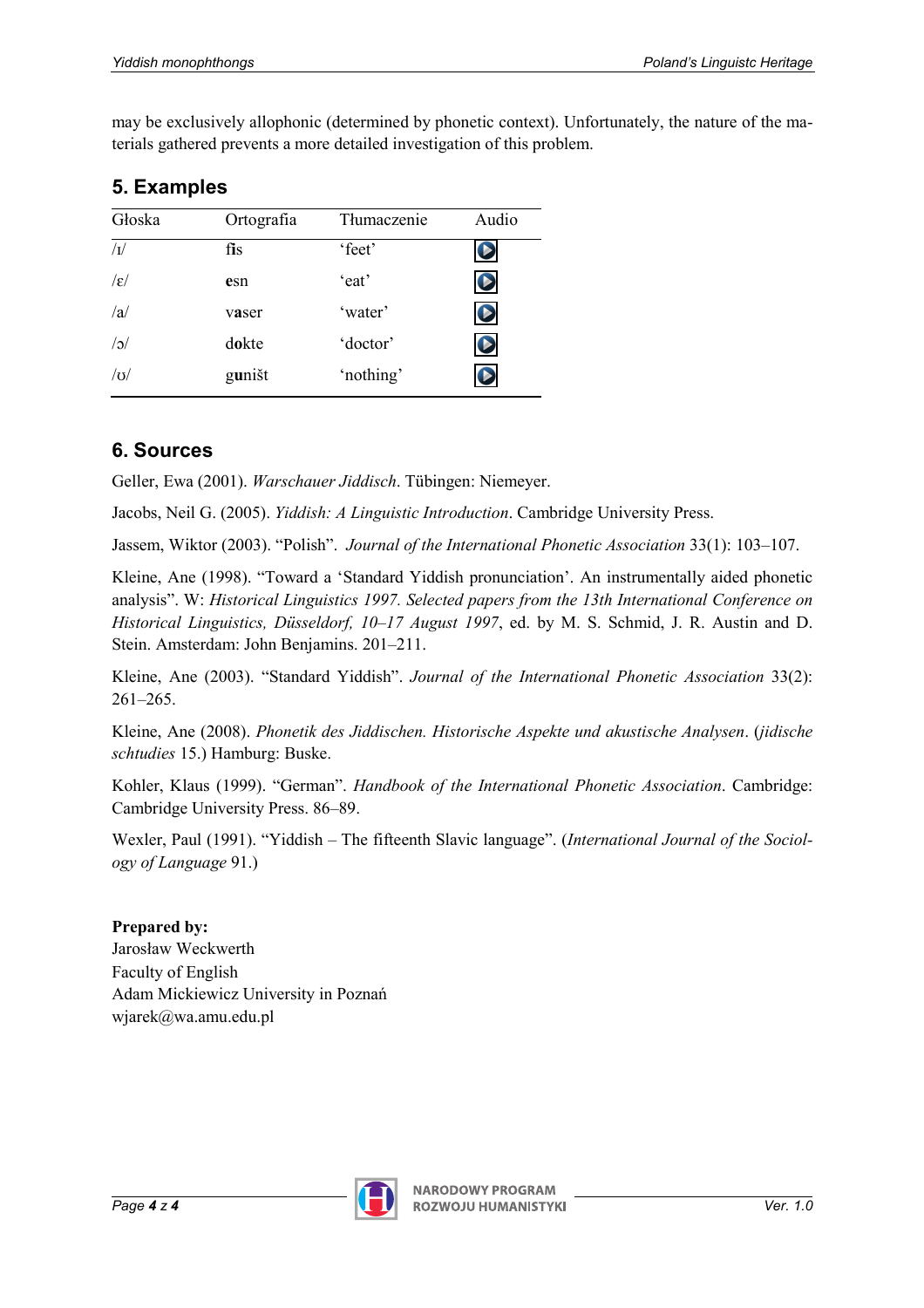may be exclusively allophonic (determined by phonetic context). Unfortunately, the nature of the materials gathered prevents a more detailed investigation of this problem.

## 5. Examples

| Głoska | Ortografia | Tłumaczenie | Audio |
|---|---|---|---|
| /ɪ/ | f**i**s | 'feet' | |
| /ɛ/ | **e**sn | 'eat' | |
| /a/ | v**a**ser | 'water' | |
| /ɔ/ | d**o**kte | 'doctor' | |
| /ʊ/ | g**u**ništ | 'nothing' | |

## 6. Sources

Geller, Ewa (2001). *Warschauer Jiddisch*. Tübingen: Niemeyer.

Jacobs, Neil G. (2005). *Yiddish: A Linguistic Introduction*. Cambridge University Press.

Jassem, Wiktor (2003). "Polish". *Journal of the International Phonetic Association* 33(1): 103–107.

Kleine, Ane (1998). "Toward a 'Standard Yiddish pronunciation'. An instrumentally aided phonetic analysis". W: *Historical Linguistics 1997. Selected papers from the 13th International Conference on Historical Linguistics, Düsseldorf, 10–17 August 1997*, ed. by M. S. Schmid, J. R. Austin and D. Stein. Amsterdam: John Benjamins. 201–211.

Kleine, Ane (2003). "Standard Yiddish". *Journal of the International Phonetic Association* 33(2): 261–265.

Kleine, Ane (2008). *Phonetik des Jiddischen. Historische Aspekte und akustische Analysen*. (*jidische schtudies* 15.) Hamburg: Buske.

Kohler, Klaus (1999). "German". *Handbook of the International Phonetic Association*. Cambridge: Cambridge University Press. 86–89.

Wexler, Paul (1991). "Yiddish – The fifteenth Slavic language". (*International Journal of the Sociology of Language* 91.)

**Prepared by:**
Jarosław Weckwerth
Faculty of English
Adam Mickiewicz University in Poznań
wjarek@wa.amu.edu.pl